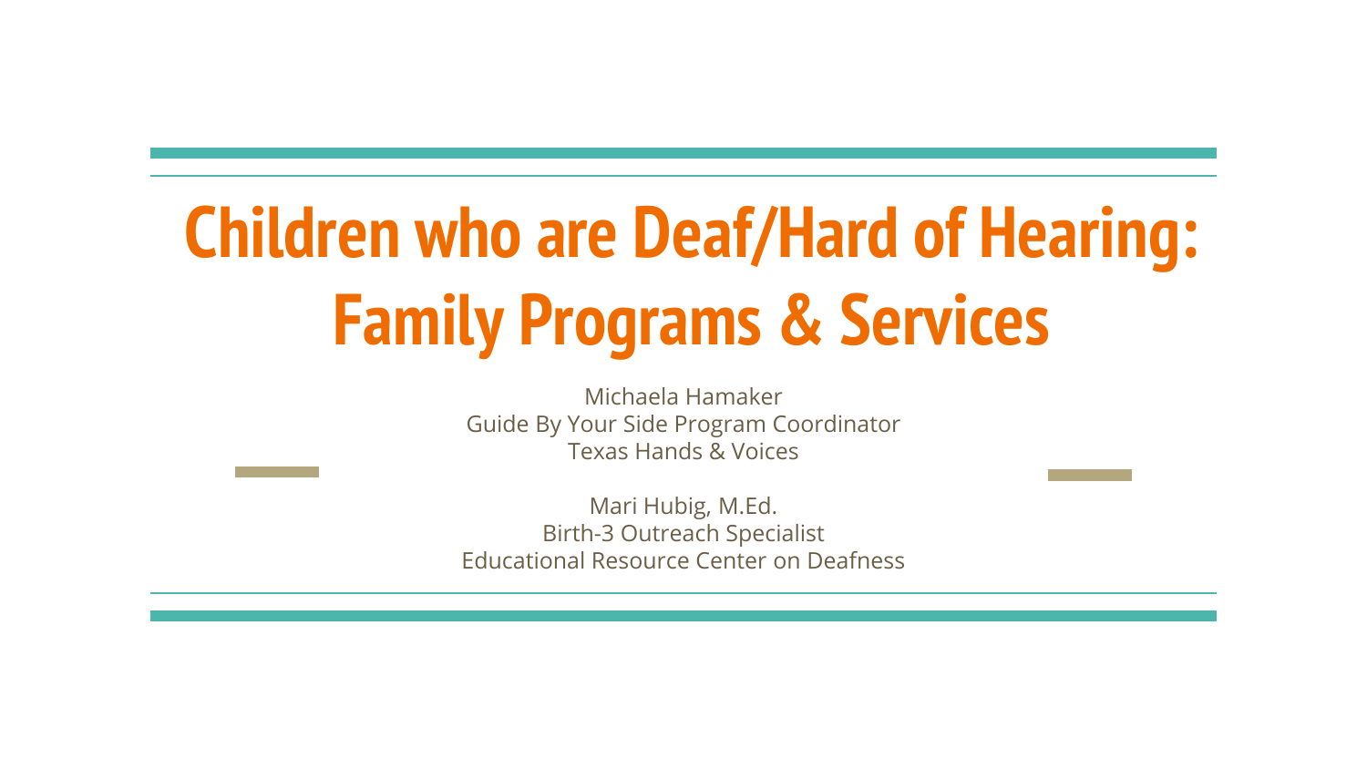# Children who are Deaf/Hard of Hearing: Family Programs & Services

Michaela Hamaker
Guide By Your Side Program Coordinator
Texas Hands & Voices

Mari Hubig, M.Ed.
Birth-3 Outreach Specialist
Educational Resource Center on Deafness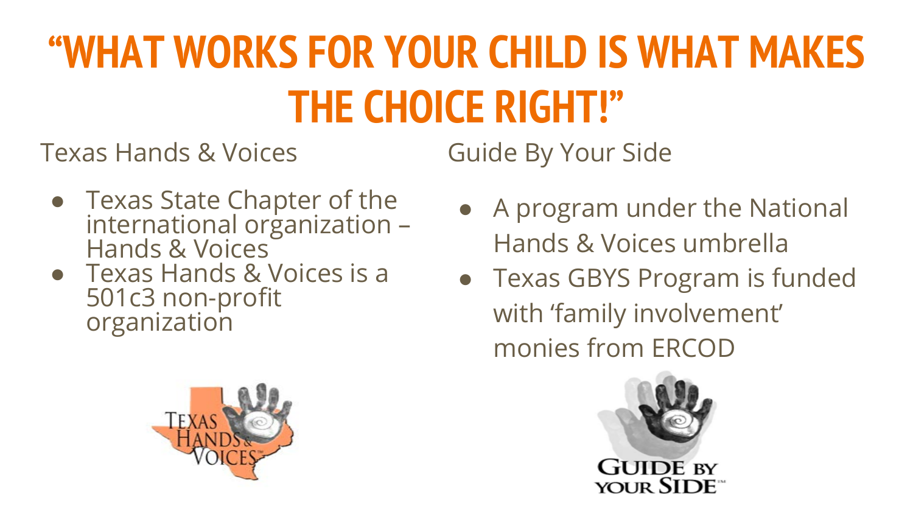# "WHAT WORKS FOR YOUR CHILD IS WHAT MAKES THE CHOICE RIGHT!"

Texas Hands & Voices

- Texas State Chapter of the international organization – Hands & Voices
- Texas Hands & Voices is a 501c3 non-profit organization

Guide By Your Side

- A program under the National Hands & Voices umbrella
- Texas GBYS Program is funded with 'family involvement' monies from ERCOD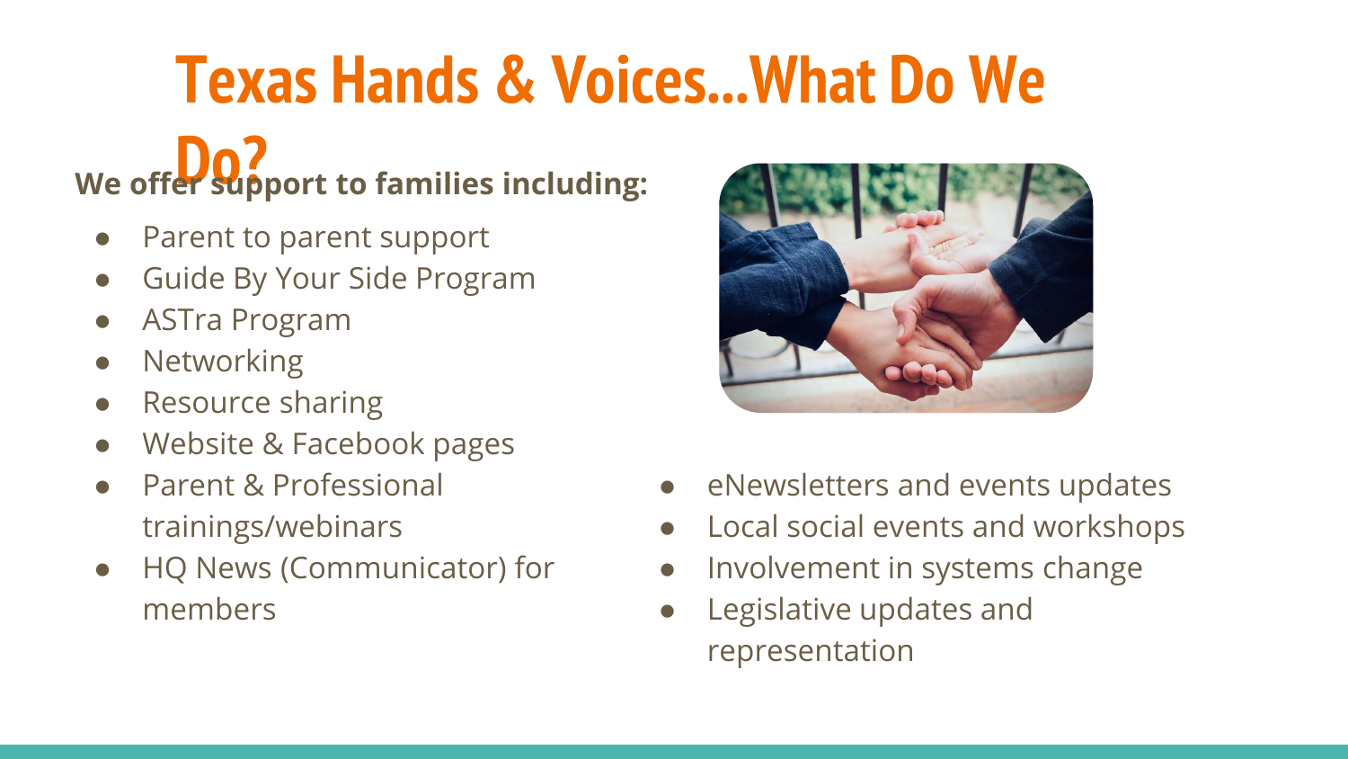# Texas Hands & Voices...What Do We Do?

**We offer support to families including:**

- Parent to parent support
- Guide By Your Side Program
- ASTra Program
- Networking
- Resource sharing
- Website & Facebook pages
- Parent & Professional trainings/webinars
- HQ News (Communicator) for members
- eNewsletters and events updates
- Local social events and workshops
- Involvement in systems change
- Legislative updates and representation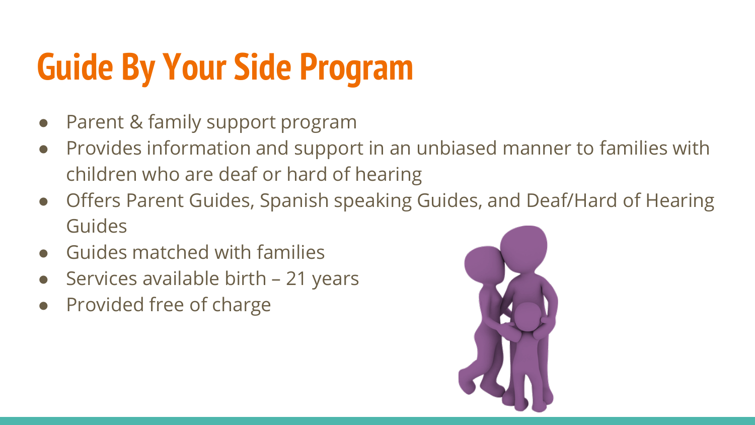# Guide By Your Side Program

- Parent & family support program
- Provides information and support in an unbiased manner to families with children who are deaf or hard of hearing
- Offers Parent Guides, Spanish speaking Guides, and Deaf/Hard of Hearing Guides
- Guides matched with families
- Services available birth – 21 years
- Provided free of charge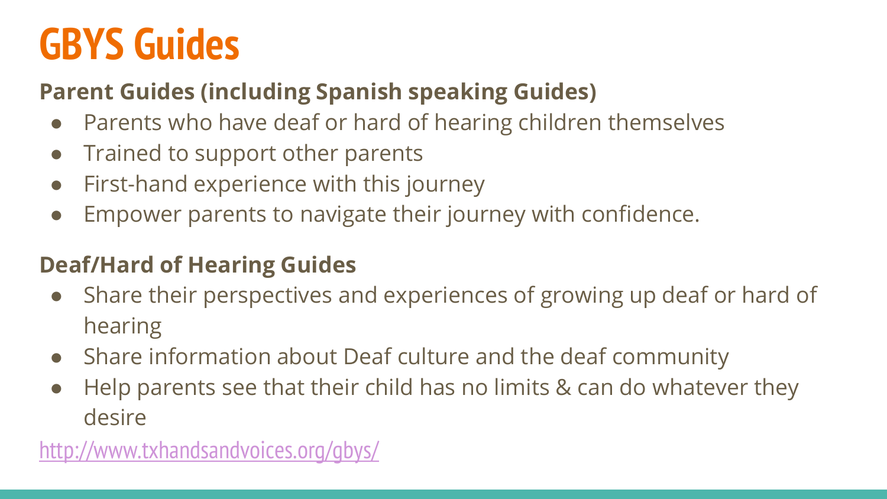# GBYS Guides

**Parent Guides (including Spanish speaking Guides)**

- Parents who have deaf or hard of hearing children themselves
- Trained to support other parents
- First-hand experience with this journey
- Empower parents to navigate their journey with confidence.

**Deaf/Hard of Hearing Guides**

- Share their perspectives and experiences of growing up deaf or hard of hearing
- Share information about Deaf culture and the deaf community
- Help parents see that their child has no limits & can do whatever they desire

http://www.txhandsandvoices.org/gbys/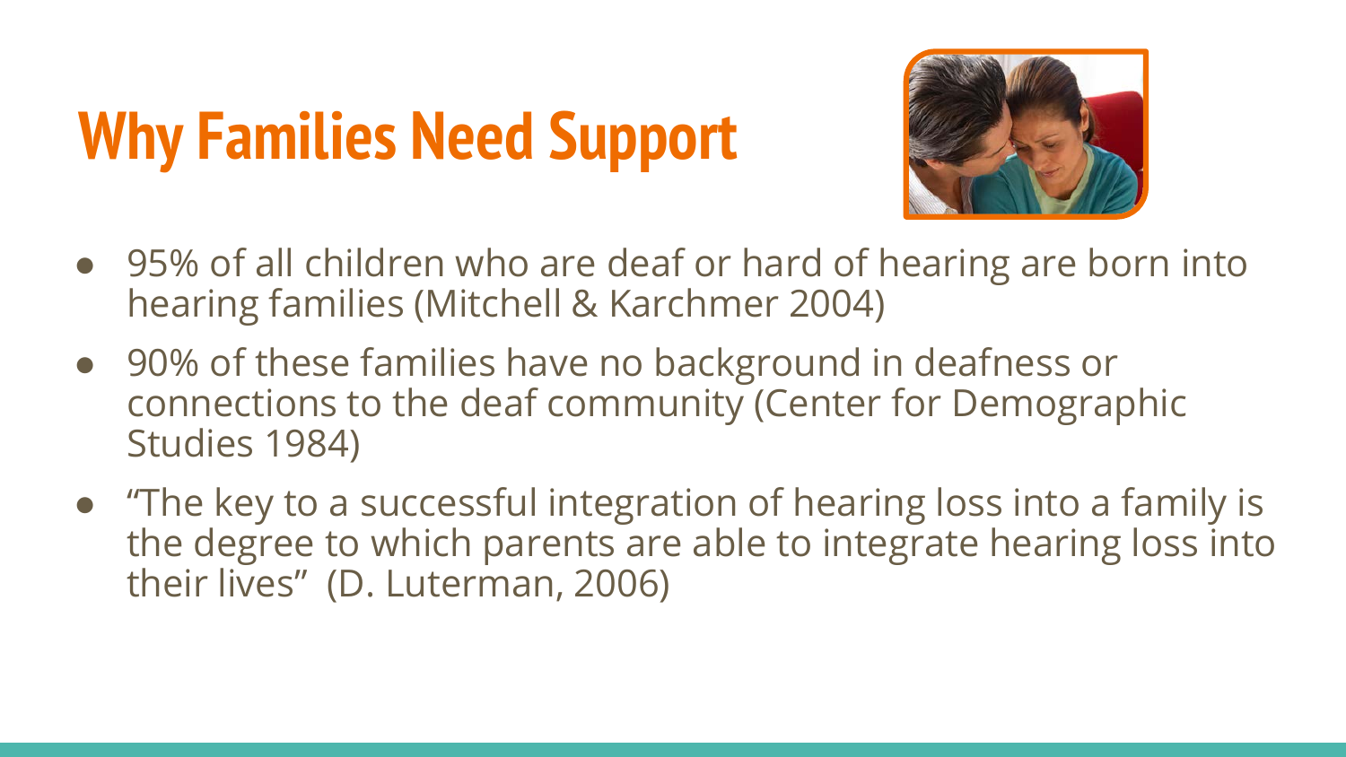# Why Families Need Support

- 95% of all children who are deaf or hard of hearing are born into hearing families (Mitchell & Karchmer 2004)
- 90% of these families have no background in deafness or connections to the deaf community (Center for Demographic Studies 1984)
- "The key to a successful integration of hearing loss into a family is the degree to which parents are able to integrate hearing loss into their lives" (D. Luterman, 2006)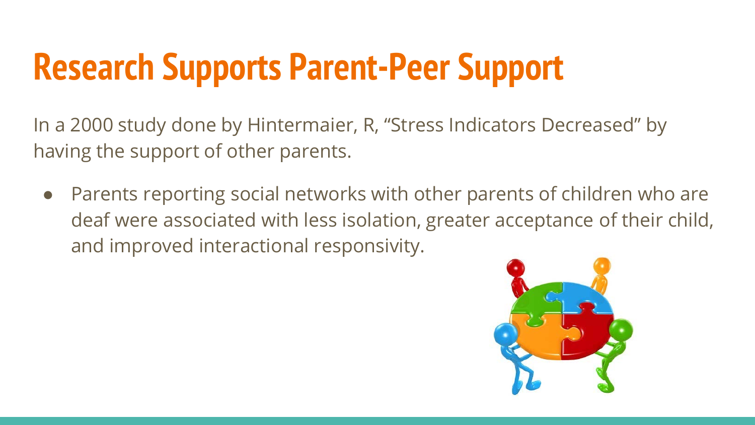# Research Supports Parent-Peer Support

In a 2000 study done by Hintermaier, R, “Stress Indicators Decreased” by having the support of other parents.

- Parents reporting social networks with other parents of children who are deaf were associated with less isolation, greater acceptance of their child, and improved interactional responsivity.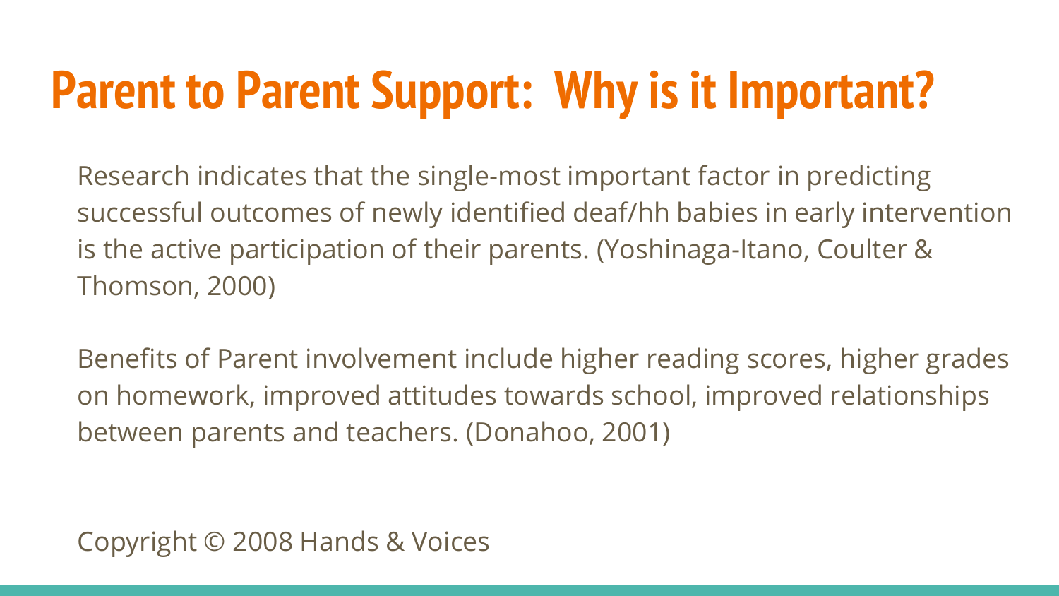# Parent to Parent Support: Why is it Important?

Research indicates that the single-most important factor in predicting successful outcomes of newly identified deaf/hh babies in early intervention is the active participation of their parents. (Yoshinaga-Itano, Coulter & Thomson, 2000)

Benefits of Parent involvement include higher reading scores, higher grades on homework, improved attitudes towards school, improved relationships between parents and teachers. (Donahoo, 2001)

Copyright © 2008 Hands & Voices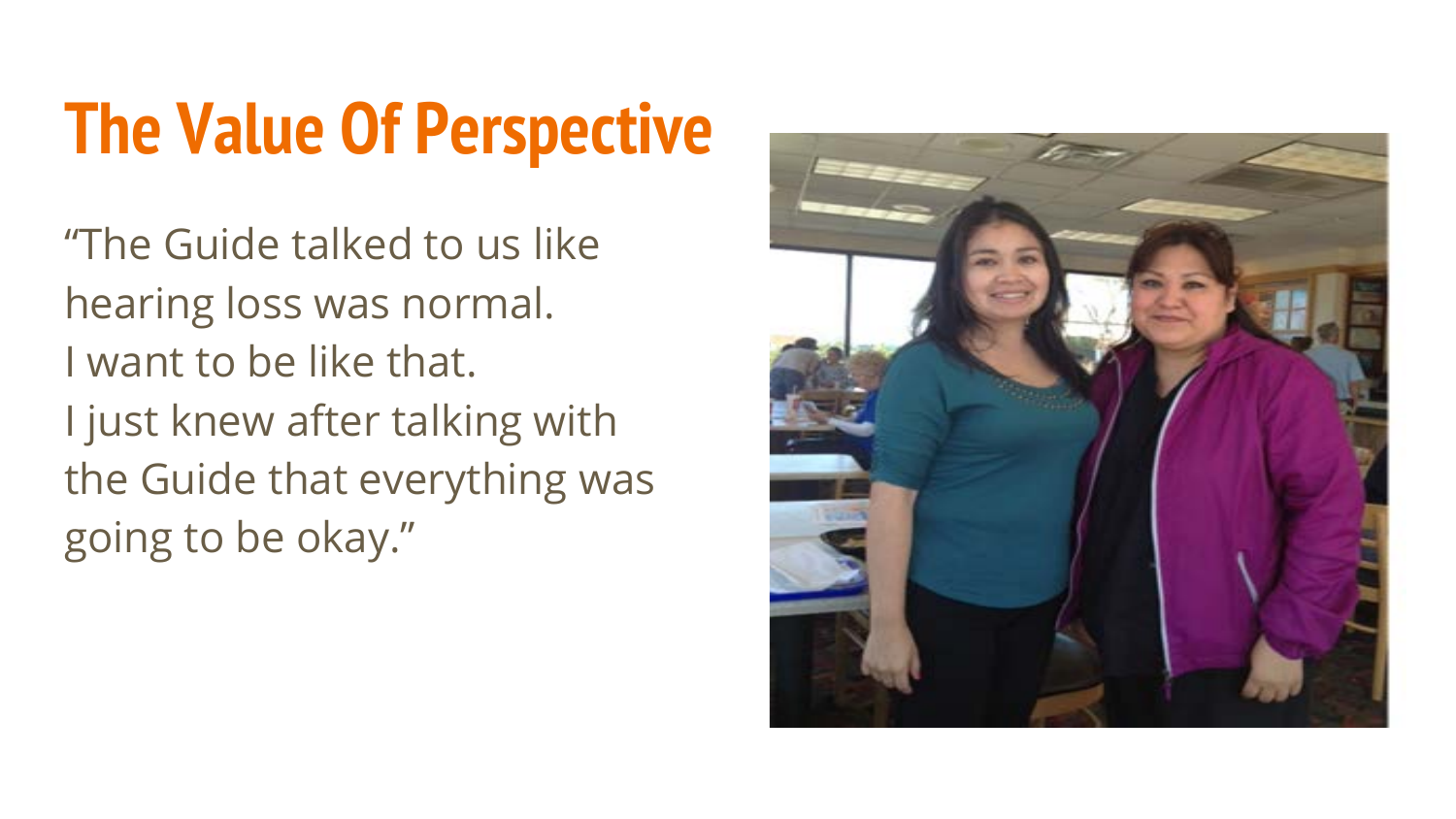# The Value Of Perspective

"The Guide talked to us like hearing loss was normal.
I want to be like that.
I just knew after talking with the Guide that everything was going to be okay."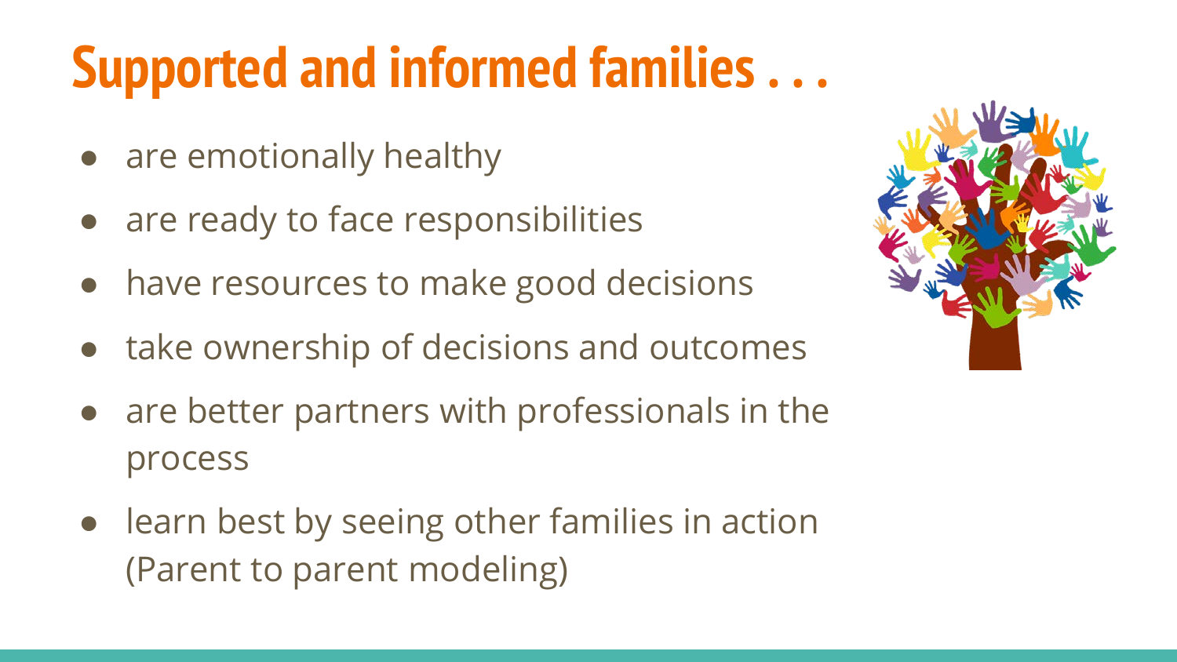# Supported and informed families . . .

- are emotionally healthy
- are ready to face responsibilities
- have resources to make good decisions
- take ownership of decisions and outcomes
- are better partners with professionals in the process
- learn best by seeing other families in action (Parent to parent modeling)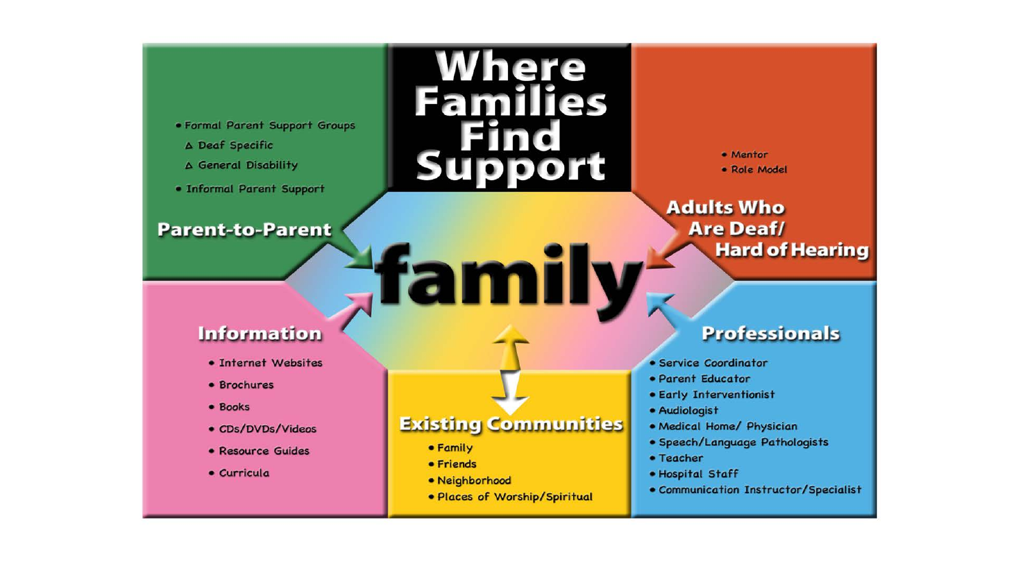# Where Families Find Support

## family

## Parent-to-Parent

- Formal Parent Support Groups
  - Deaf Specific
  - General Disability
- Informal Parent Support

## Adults Who Are Deaf/ Hard of Hearing

- Mentor
- Role Model

## Information

- Internet Websites
- Brochures
- Books
- CDs/DVDs/Videos
- Resource Guides
- Curricula

## Existing Communities

- Family
- Friends
- Neighborhood
- Places of Worship/Spiritual

## Professionals

- Service Coordinator
- Parent Educator
- Early Interventionist
- Audiologist
- Medical Home/ Physician
- Speech/Language Pathologists
- Teacher
- Hospital Staff
- Communication Instructor/Specialist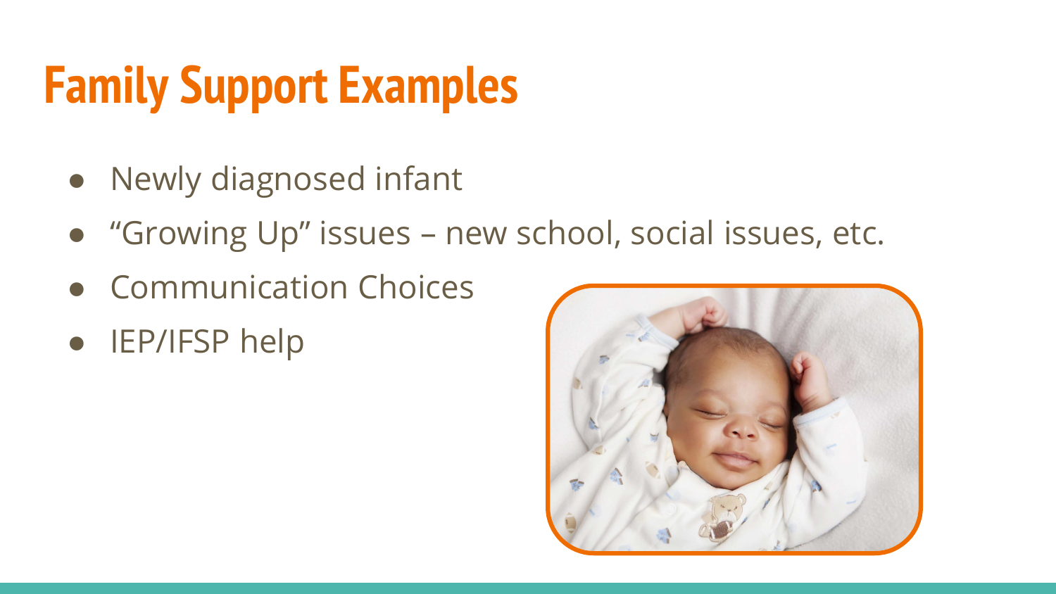# Family Support Examples

- Newly diagnosed infant
- “Growing Up” issues – new school, social issues, etc.
- Communication Choices
- IEP/IFSP help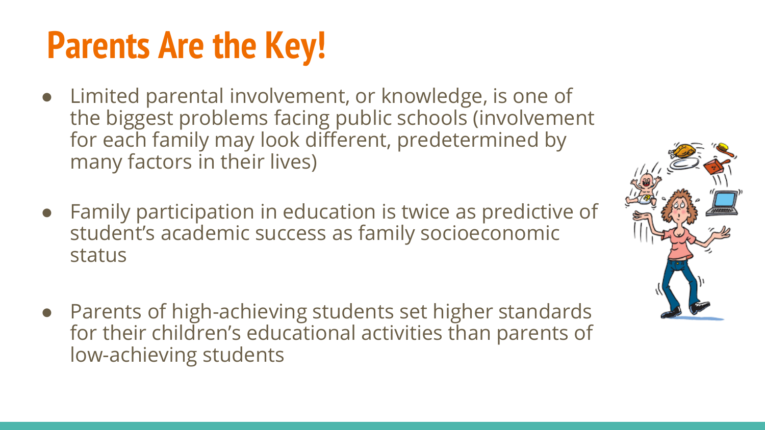# Parents Are the Key!

- Limited parental involvement, or knowledge, is one of the biggest problems facing public schools (involvement for each family may look different, predetermined by many factors in their lives)
- Family participation in education is twice as predictive of student's academic success as family socioeconomic status
- Parents of high-achieving students set higher standards for their children's educational activities than parents of low-achieving students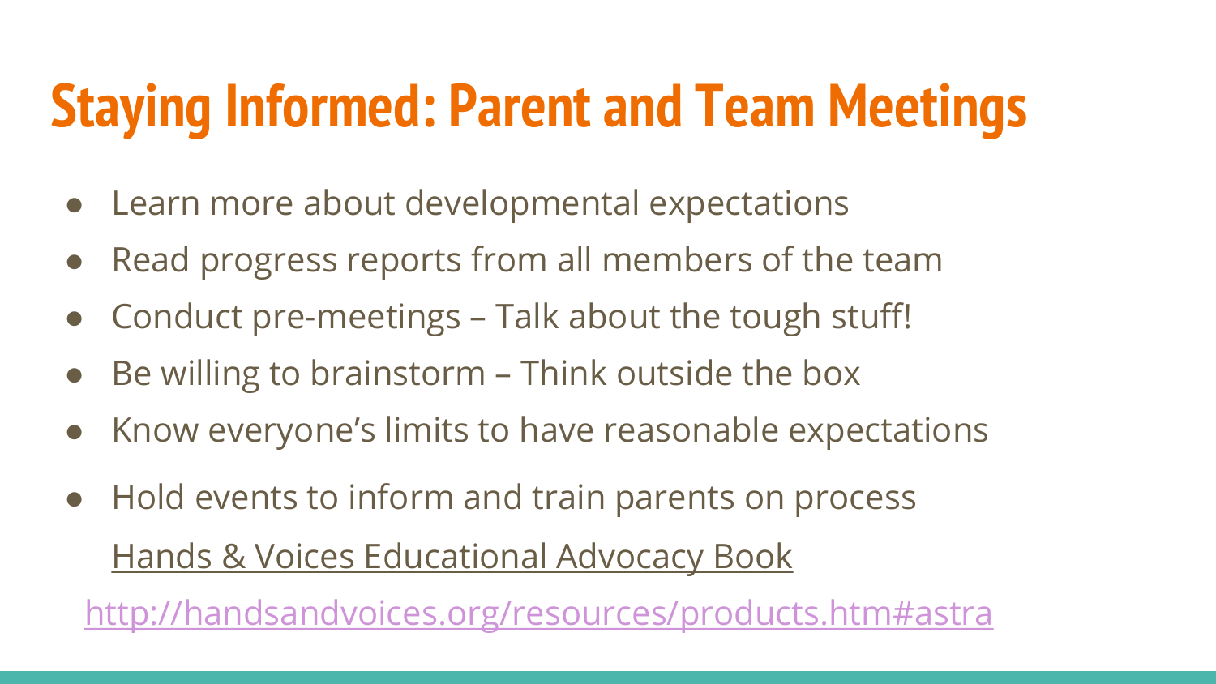# Staying Informed: Parent and Team Meetings

- Learn more about developmental expectations
- Read progress reports from all members of the team
- Conduct pre-meetings – Talk about the tough stuff!
- Be willing to brainstorm – Think outside the box
- Know everyone's limits to have reasonable expectations
- Hold events to inform and train parents on process
  Hands & Voices Educational Advocacy Book

http://handsandvoices.org/resources/products.htm#astra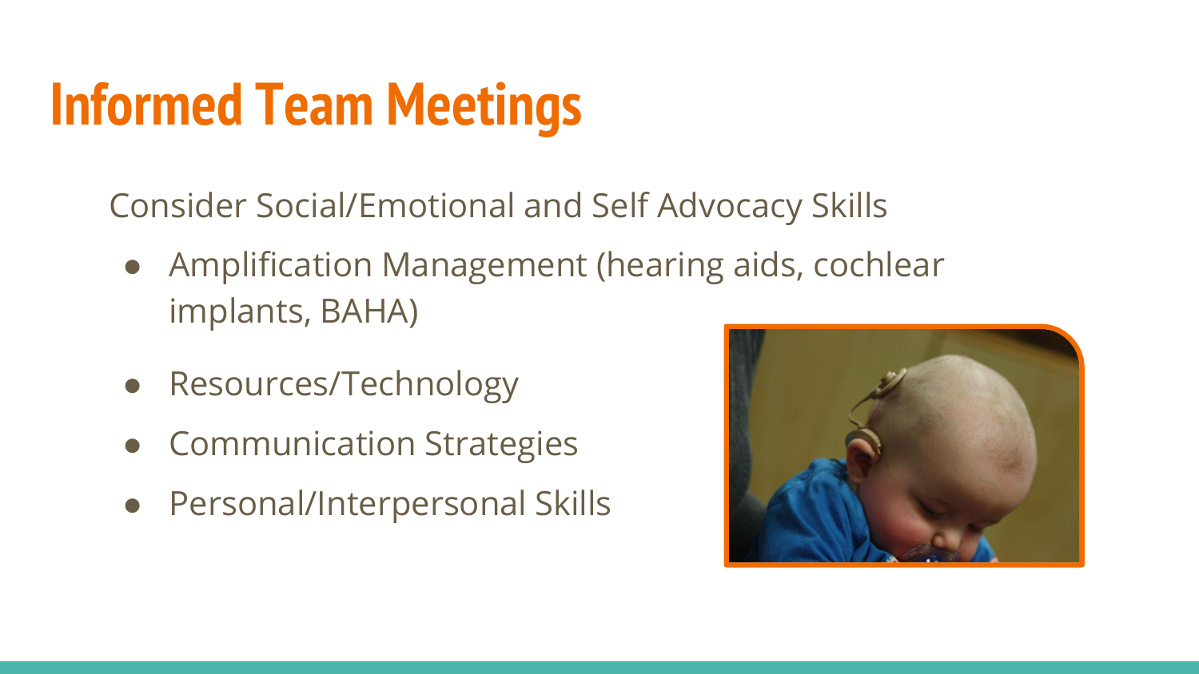# Informed Team Meetings

Consider Social/Emotional and Self Advocacy Skills

- Amplification Management (hearing aids, cochlear implants, BAHA)
- Resources/Technology
- Communication Strategies
- Personal/Interpersonal Skills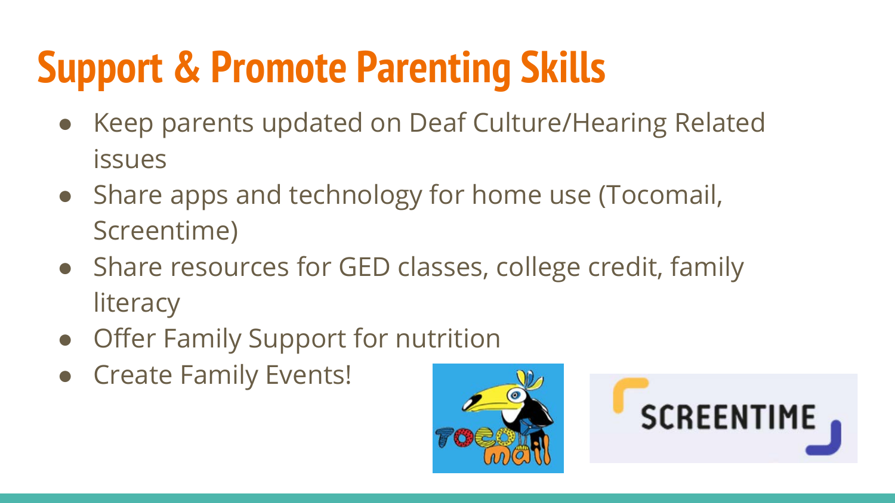# Support & Promote Parenting Skills

- Keep parents updated on Deaf Culture/Hearing Related issues
- Share apps and technology for home use (Tocomail, Screentime)
- Share resources for GED classes, college credit, family literacy
- Offer Family Support for nutrition
- Create Family Events!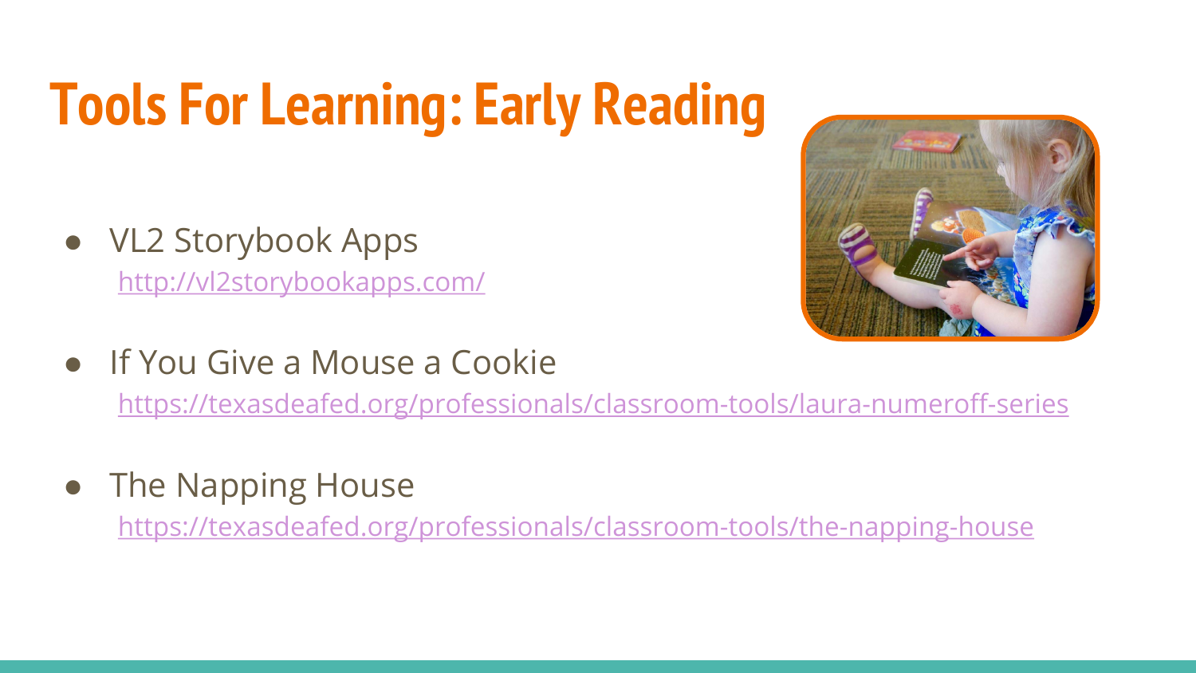# Tools For Learning: Early Reading

- VL2 Storybook Apps
  http://vl2storybookapps.com/

- If You Give a Mouse a Cookie
  https://texasdeafed.org/professionals/classroom-tools/laura-numeroff-series

- The Napping House
  https://texasdeafed.org/professionals/classroom-tools/the-napping-house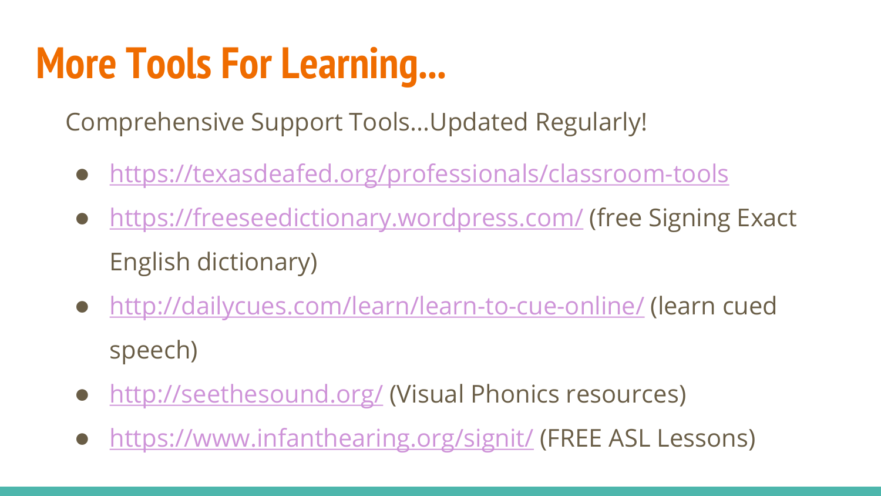# More Tools For Learning...

Comprehensive Support Tools...Updated Regularly!

- https://texasdeafed.org/professionals/classroom-tools
- https://freeseedictionary.wordpress.com/ (free Signing Exact English dictionary)
- http://dailycues.com/learn/learn-to-cue-online/ (learn cued speech)
- http://seethesound.org/ (Visual Phonics resources)
- https://www.infanthearing.org/signit/ (FREE ASL Lessons)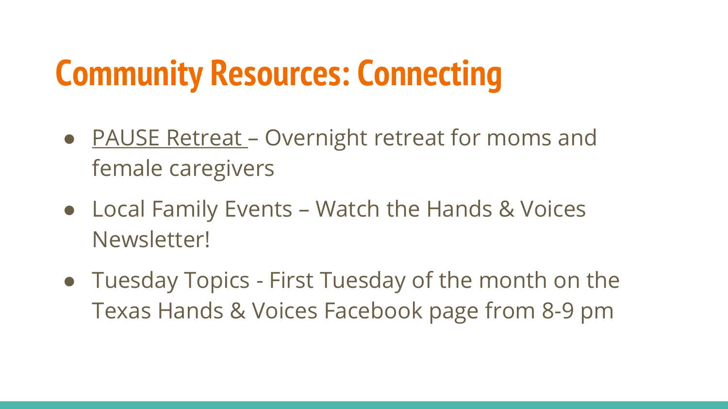# Community Resources: Connecting

- PAUSE Retreat – Overnight retreat for moms and female caregivers
- Local Family Events – Watch the Hands & Voices Newsletter!
- Tuesday Topics - First Tuesday of the month on the Texas Hands & Voices Facebook page from 8-9 pm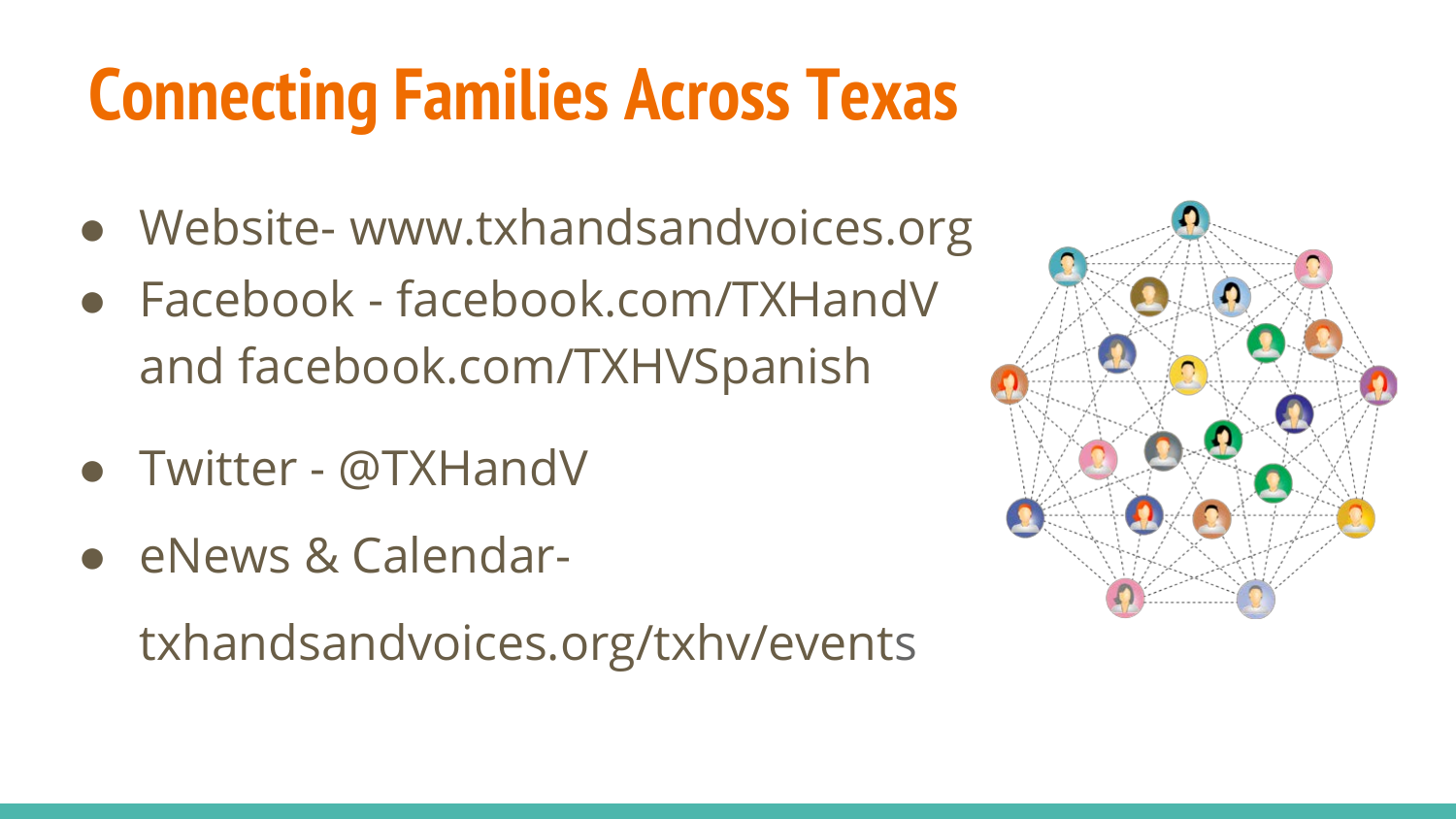# Connecting Families Across Texas

- Website- www.txhandsandvoices.org
- Facebook - facebook.com/TXHandV and facebook.com/TXHVSpanish
- Twitter - @TXHandV
- eNews & Calendar-

  txhandsandvoices.org/txhv/events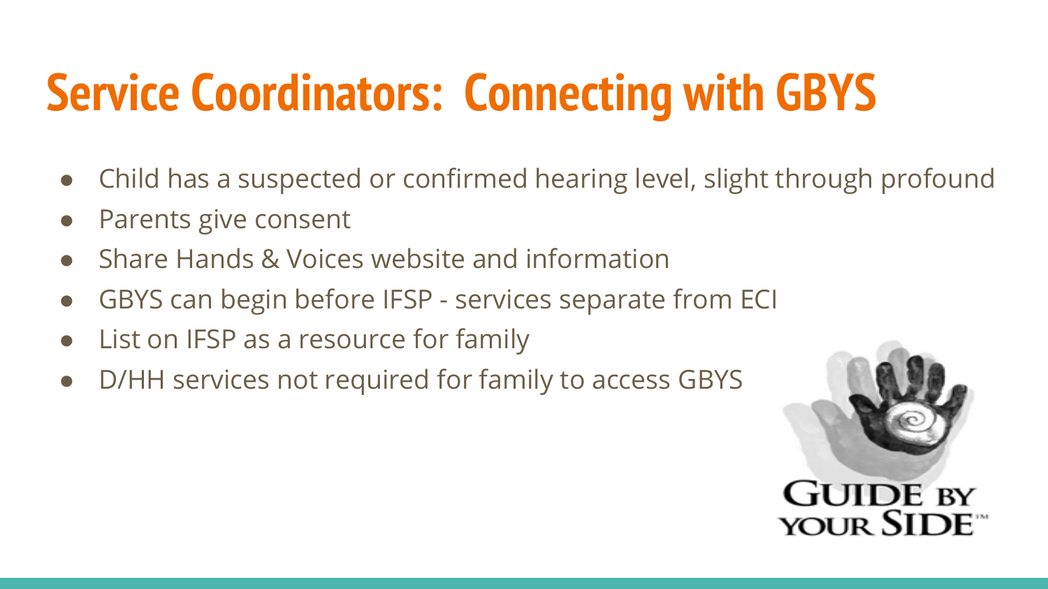# Service Coordinators: Connecting with GBYS

- Child has a suspected or confirmed hearing level, slight through profound
- Parents give consent
- Share Hands & Voices website and information
- GBYS can begin before IFSP - services separate from ECI
- List on IFSP as a resource for family
- D/HH services not required for family to access GBYS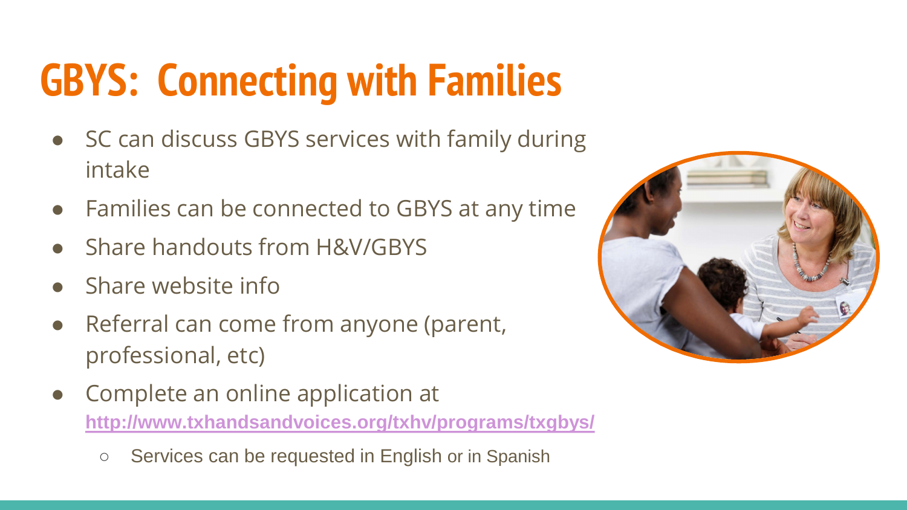# GBYS: Connecting with Families

- SC can discuss GBYS services with family during intake
- Families can be connected to GBYS at any time
- Share handouts from H&V/GBYS
- Share website info
- Referral can come from anyone (parent, professional, etc)
- Complete an online application at [http://www.txhandsandvoices.org/txhv/programs/txgbys/](http://www.txhandsandvoices.org/txhv/programs/txgbys/)
    - Services can be requested in English or in Spanish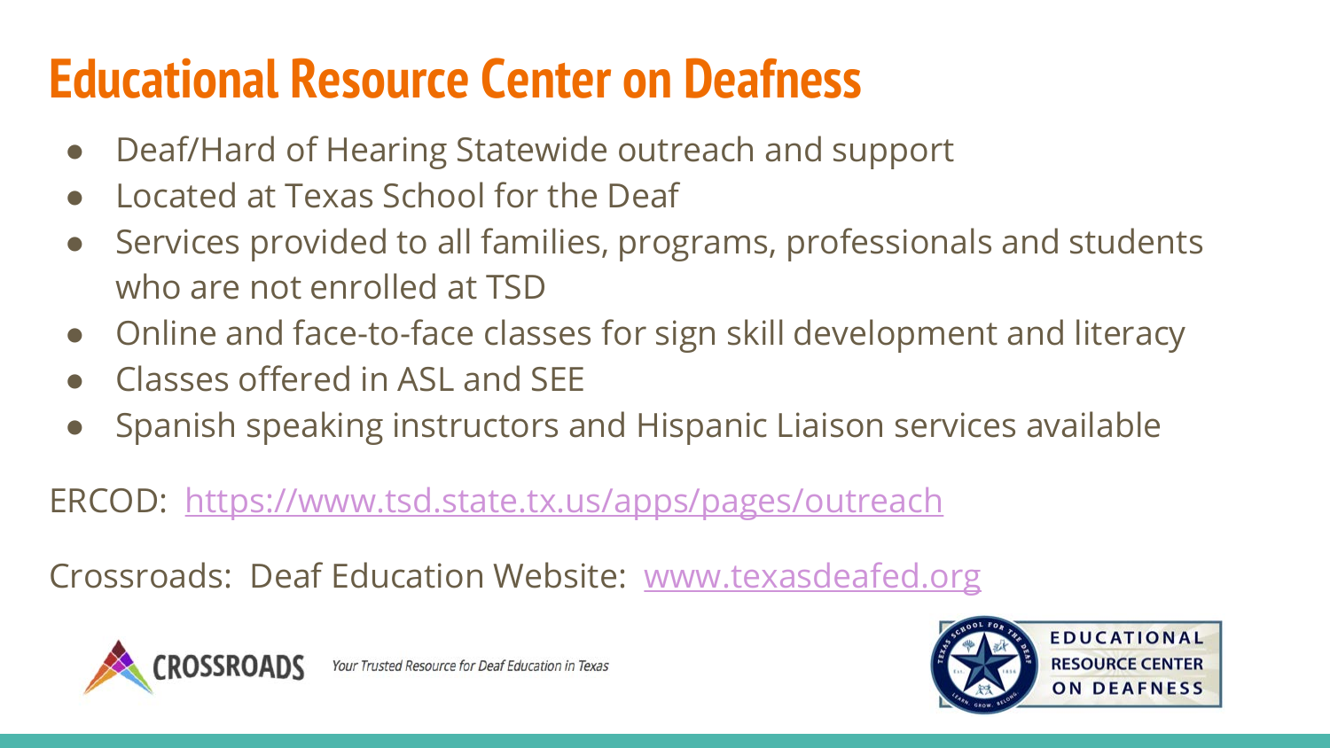# Educational Resource Center on Deafness

- Deaf/Hard of Hearing Statewide outreach and support
- Located at Texas School for the Deaf
- Services provided to all families, programs, professionals and students who are not enrolled at TSD
- Online and face-to-face classes for sign skill development and literacy
- Classes offered in ASL and SEE
- Spanish speaking instructors and Hispanic Liaison services available

ERCOD: [https://www.tsd.state.tx.us/apps/pages/outreach](https://www.tsd.state.tx.us/apps/pages/outreach)

Crossroads: Deaf Education Website: [www.texasdeafed.org](http://www.texasdeafed.org)

CROSSROADS *Your Trusted Resource for Deaf Education in Texas*

EDUCATIONAL RESOURCE CENTER ON DEAFNESS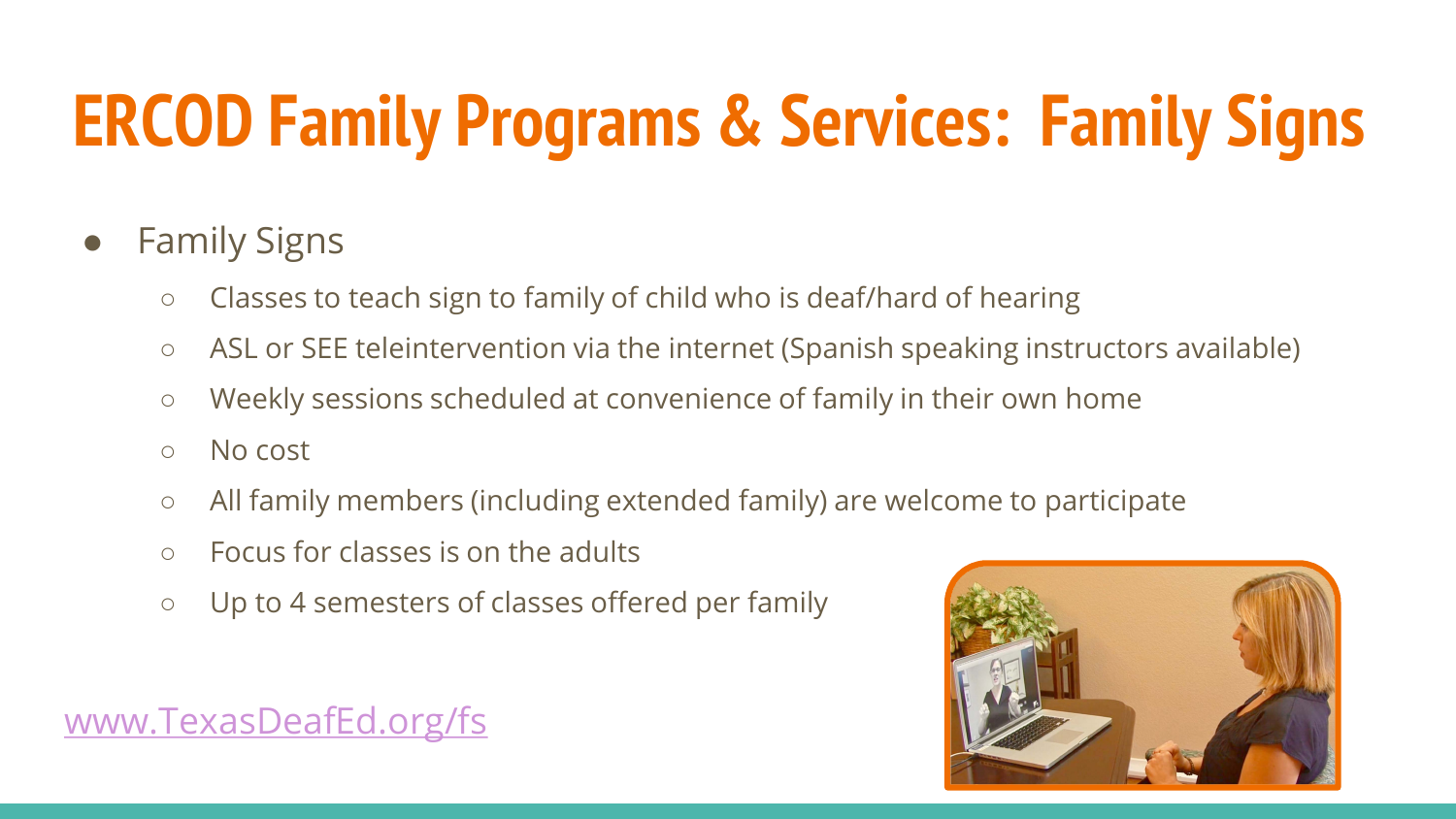# ERCOD Family Programs & Services: Family Signs

- Family Signs
  - Classes to teach sign to family of child who is deaf/hard of hearing
  - ASL or SEE teleintervention via the internet (Spanish speaking instructors available)
  - Weekly sessions scheduled at convenience of family in their own home
  - No cost
  - All family members (including extended family) are welcome to participate
  - Focus for classes is on the adults
  - Up to 4 semesters of classes offered per family

www.TexasDeafEd.org/fs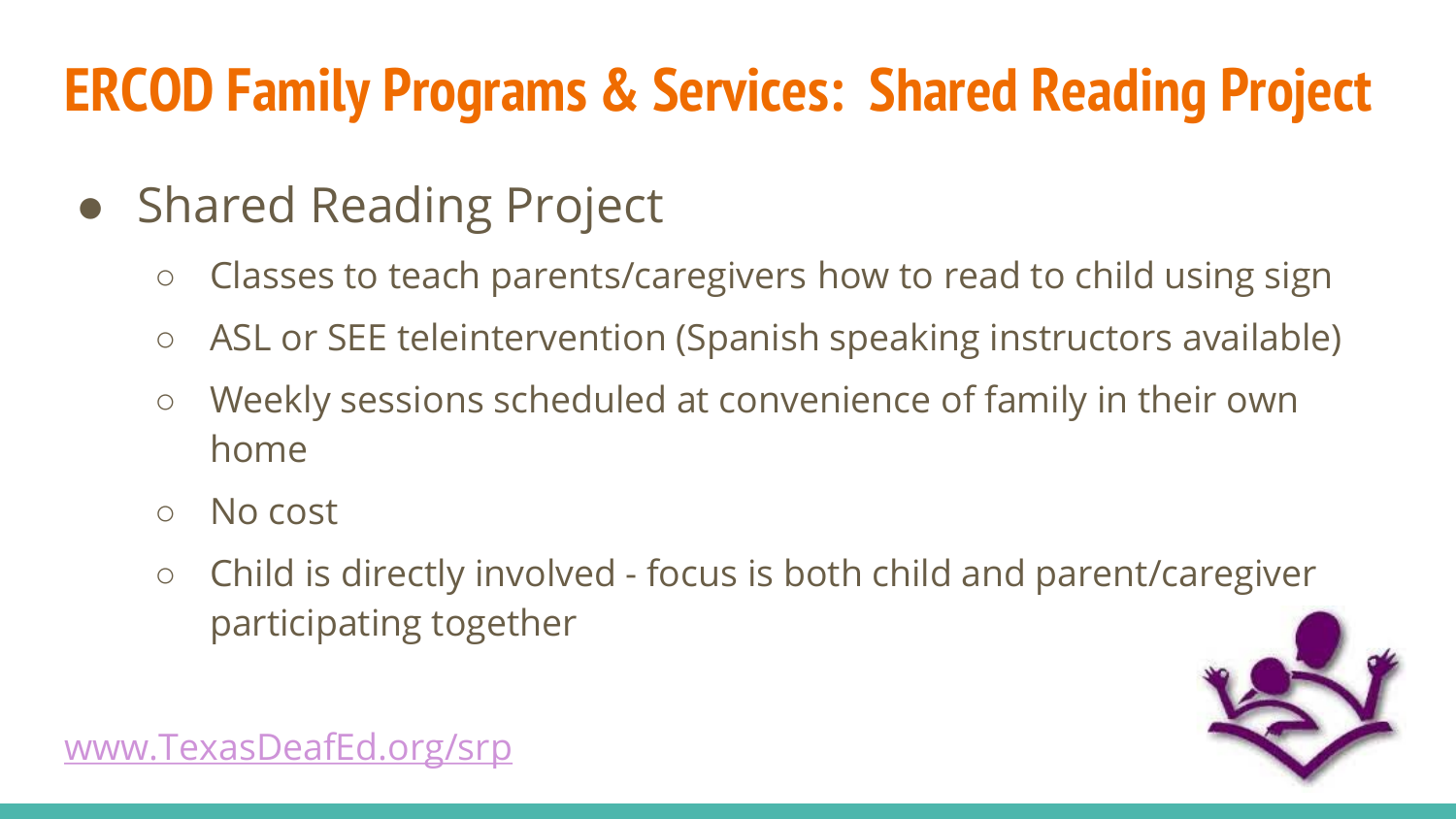# ERCOD Family Programs & Services: Shared Reading Project

- Shared Reading Project
  - Classes to teach parents/caregivers how to read to child using sign
  - ASL or SEE teleintervention (Spanish speaking instructors available)
  - Weekly sessions scheduled at convenience of family in their own home
  - No cost
  - Child is directly involved - focus is both child and parent/caregiver participating together

[www.TexasDeafEd.org/srp](http://www.TexasDeafEd.org/srp)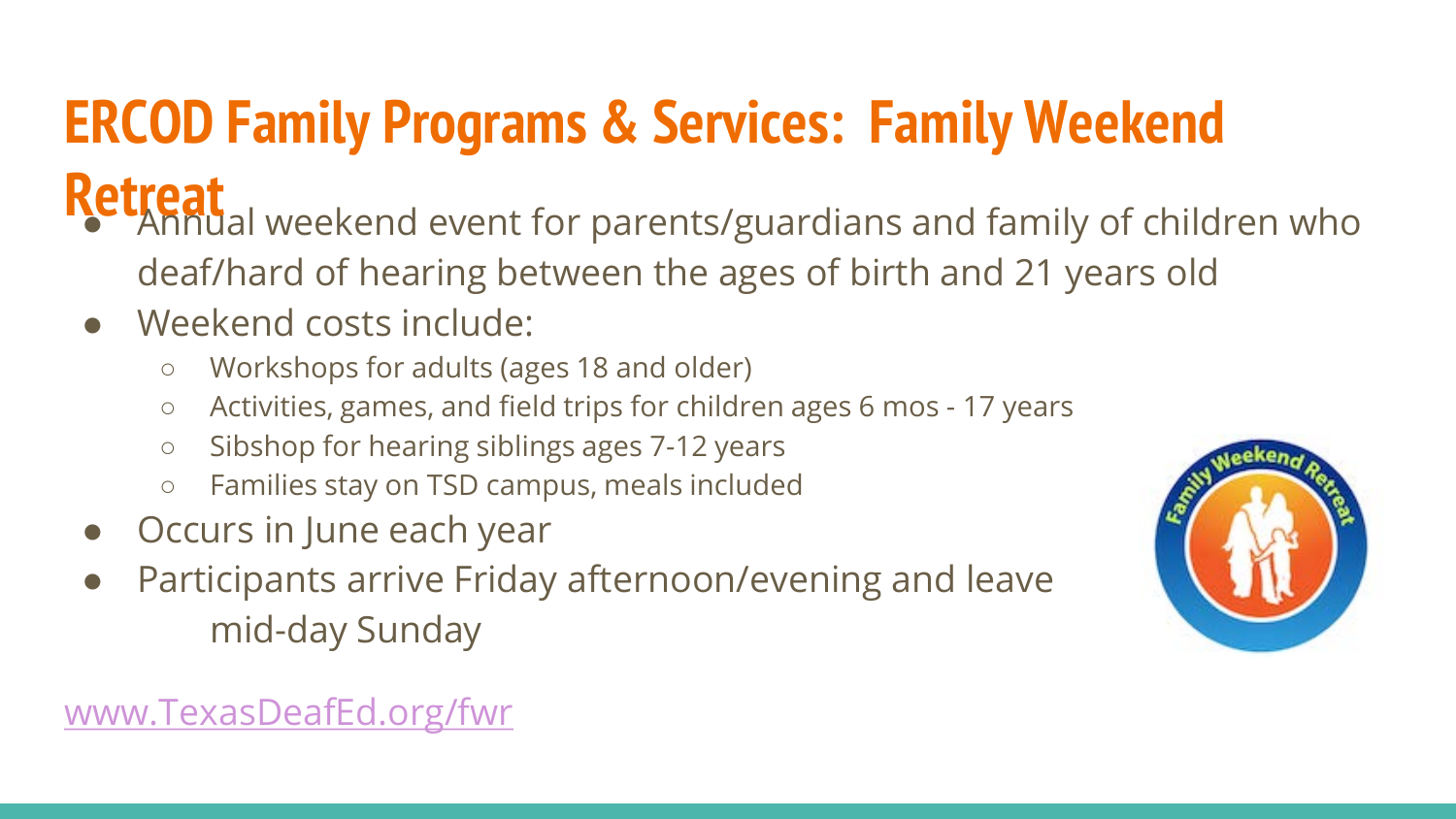# ERCOD Family Programs & Services: Family Weekend Retreat

- Annual weekend event for parents/guardians and family of children who deaf/hard of hearing between the ages of birth and 21 years old
- Weekend costs include:
  - Workshops for adults (ages 18 and older)
  - Activities, games, and field trips for children ages 6 mos - 17 years
  - Sibshop for hearing siblings ages 7-12 years
  - Families stay on TSD campus, meals included
- Occurs in June each year
- Participants arrive Friday afternoon/evening and leave mid-day Sunday

www.TexasDeafEd.org/fwr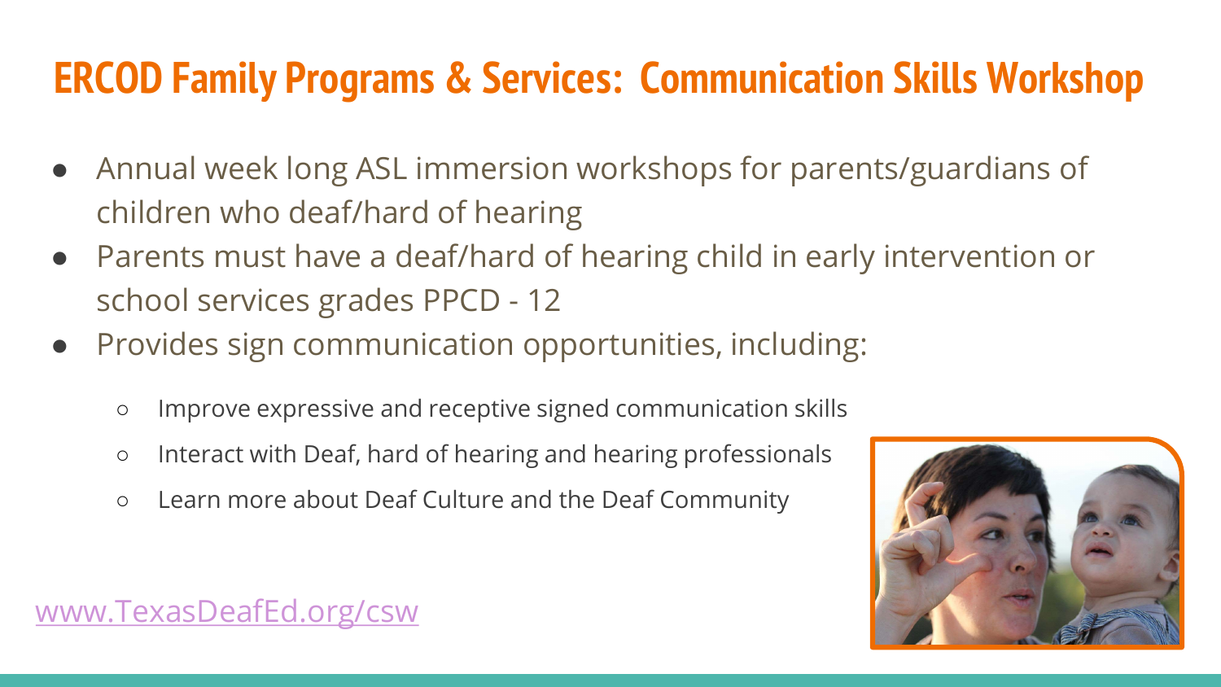# ERCOD Family Programs & Services: Communication Skills Workshop

- Annual week long ASL immersion workshops for parents/guardians of children who deaf/hard of hearing
- Parents must have a deaf/hard of hearing child in early intervention or school services grades PPCD - 12
- Provides sign communication opportunities, including:
  - Improve expressive and receptive signed communication skills
  - Interact with Deaf, hard of hearing and hearing professionals
  - Learn more about Deaf Culture and the Deaf Community

www.TexasDeafEd.org/csw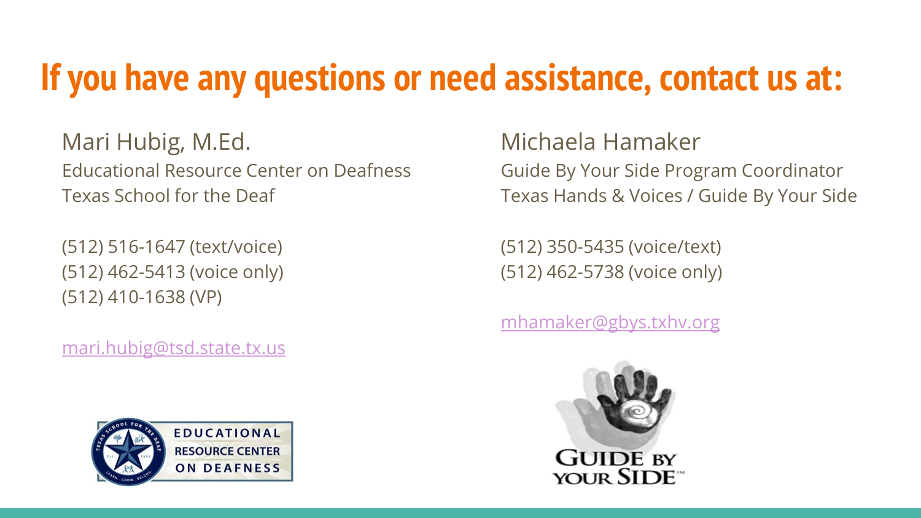# If you have any questions or need assistance, contact us at:

Mari Hubig, M.Ed.
Educational Resource Center on Deafness
Texas School for the Deaf

(512) 516-1647 (text/voice)
(512) 462-5413 (voice only)
(512) 410-1638 (VP)

mari.hubig@tsd.state.tx.us

Michaela Hamaker
Guide By Your Side Program Coordinator
Texas Hands & Voices / Guide By Your Side

(512) 350-5435 (voice/text)
(512) 462-5738 (voice only)

mhamaker@gbys.txhv.org